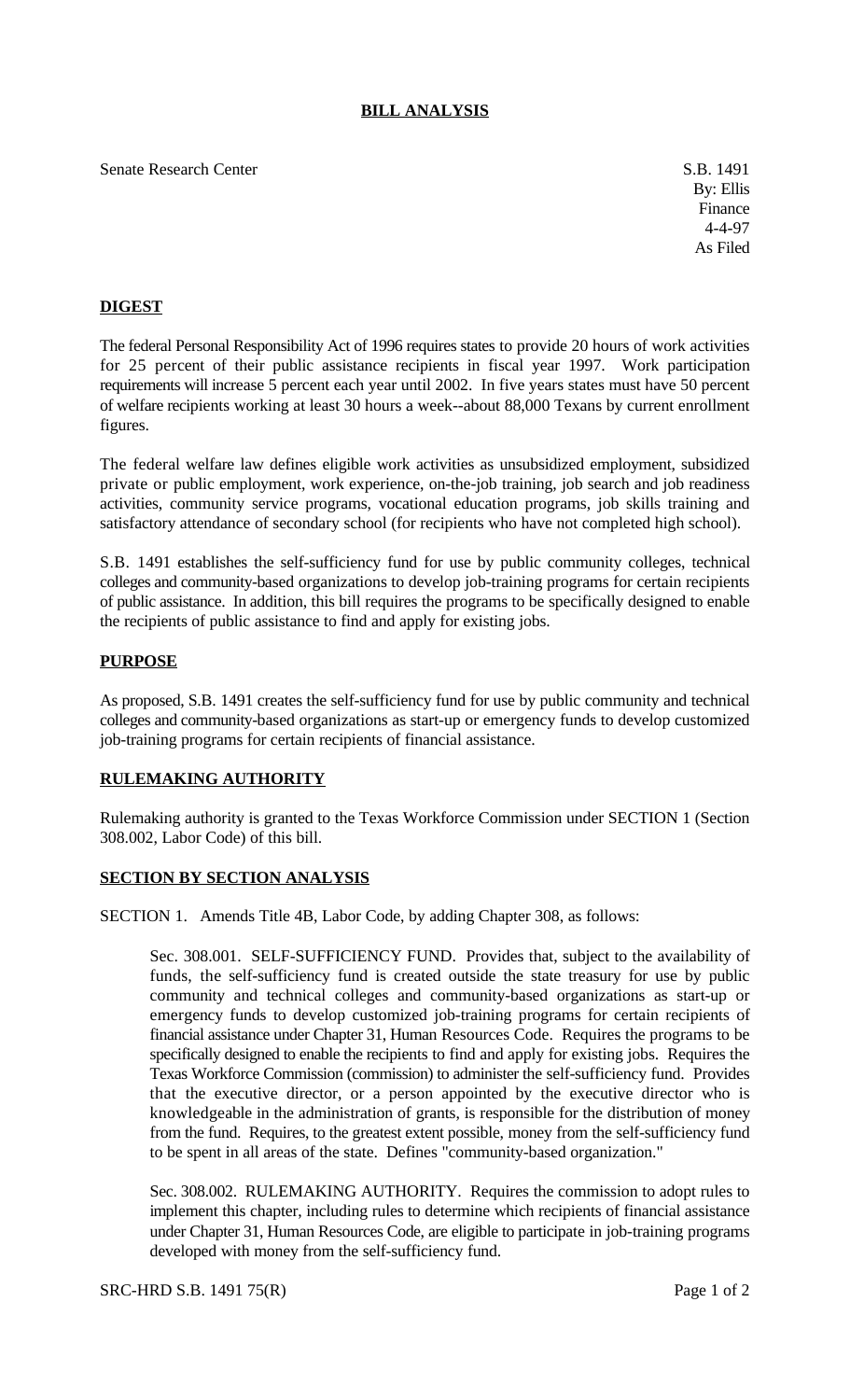**BILL ANALYSIS**

Senate Research Center

S.B. 1491
By: Ellis
Finance
4-4-97
As Filed

**DIGEST**

The federal Personal Responsibility Act of 1996 requires states to provide 20 hours of work activities for 25 percent of their public assistance recipients in fiscal year 1997. Work participation requirements will increase 5 percent each year until 2002. In five years states must have 50 percent of welfare recipients working at least 30 hours a week--about 88,000 Texans by current enrollment figures.

The federal welfare law defines eligible work activities as unsubsidized employment, subsidized private or public employment, work experience, on-the-job training, job search and job readiness activities, community service programs, vocational education programs, job skills training and satisfactory attendance of secondary school (for recipients who have not completed high school).

S.B. 1491 establishes the self-sufficiency fund for use by public community colleges, technical colleges and community-based organizations to develop job-training programs for certain recipients of public assistance. In addition, this bill requires the programs to be specifically designed to enable the recipients of public assistance to find and apply for existing jobs.

**PURPOSE**

As proposed, S.B. 1491 creates the self-sufficiency fund for use by public community and technical colleges and community-based organizations as start-up or emergency funds to develop customized job-training programs for certain recipients of financial assistance.

**RULEMAKING AUTHORITY**

Rulemaking authority is granted to the Texas Workforce Commission under SECTION 1 (Section 308.002, Labor Code) of this bill.

**SECTION BY SECTION ANALYSIS**

SECTION 1. Amends Title 4B, Labor Code, by adding Chapter 308, as follows:

Sec. 308.001. SELF-SUFFICIENCY FUND. Provides that, subject to the availability of funds, the self-sufficiency fund is created outside the state treasury for use by public community and technical colleges and community-based organizations as start-up or emergency funds to develop customized job-training programs for certain recipients of financial assistance under Chapter 31, Human Resources Code. Requires the programs to be specifically designed to enable the recipients to find and apply for existing jobs. Requires the Texas Workforce Commission (commission) to administer the self-sufficiency fund. Provides that the executive director, or a person appointed by the executive director who is knowledgeable in the administration of grants, is responsible for the distribution of money from the fund. Requires, to the greatest extent possible, money from the self-sufficiency fund to be spent in all areas of the state. Defines "community-based organization."

Sec. 308.002. RULEMAKING AUTHORITY. Requires the commission to adopt rules to implement this chapter, including rules to determine which recipients of financial assistance under Chapter 31, Human Resources Code, are eligible to participate in job-training programs developed with money from the self-sufficiency fund.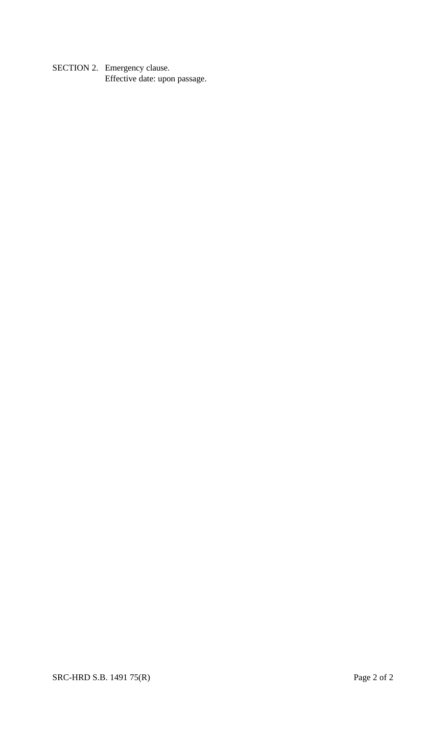SECTION 2. Emergency clause.
Effective date: upon passage.